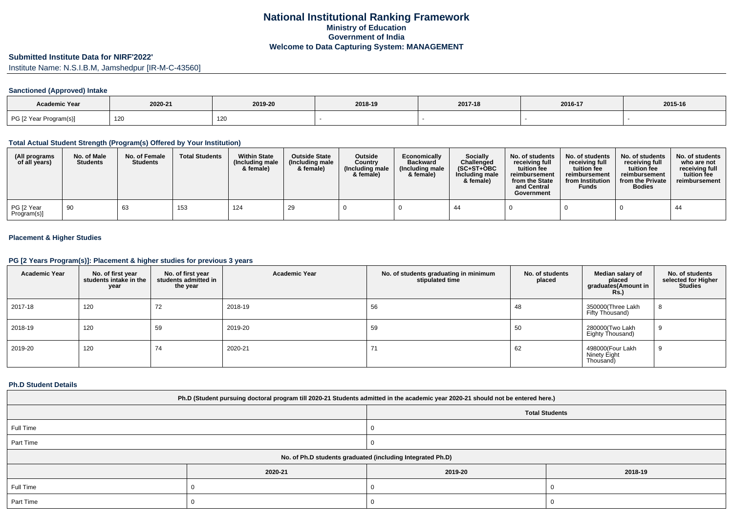# National Institutional Ranking Framework
## Ministry of Education
## Government of India
## Welcome to Data Capturing System: MANAGEMENT

### Submitted Institute Data for NIRF'2022'

Institute Name: N.S.I.B.M, Jamshedpur [IR-M-C-43560]

#### Sanctioned (Approved) Intake

| Academic Year | 2020-21 | 2019-20 | 2018-19 | 2017-18 | 2016-17 | 2015-16 |
|---|---|---|---|---|---|---|
| PG [2 Year Program(s)] | 120 | 120 | - | - | - | - |

#### Total Actual Student Strength (Program(s) Offered by Your Institution)

| (All programs of all years) | No. of Male Students | No. of Female Students | Total Students | Within State (Including male & female) | Outside State (Including male & female) | Outside Country (Including male & female) | Economically Backward (Including male & female) | Socially Challenged (SC+ST+OBC Including male & female) | No. of students receiving full tuition fee reimbursement from the State and Central Government | No. of students receiving full tuition fee reimbursement from Institution Funds | No. of students receiving full tuition fee reimbursement from the Private Bodies | No. of students who are not receiving full tuition fee reimbursement |
|---|---|---|---|---|---|---|---|---|---|---|---|---|
| PG [2 Year Program(s)] | 90 | 63 | 153 | 124 | 29 | 0 | 0 | 44 | 0 | 0 | 0 | 44 |

#### Placement & Higher Studies

#### PG [2 Years Program(s)]: Placement & higher studies for previous 3 years

| Academic Year | No. of first year students intake in the year | No. of first year students admitted in the year | Academic Year | No. of students graduating in minimum stipulated time | No. of students placed | Median salary of placed graduates(Amount in Rs.) | No. of students selected for Higher Studies |
|---|---|---|---|---|---|---|---|
| 2017-18 | 120 | 72 | 2018-19 | 56 | 48 | 350000(Three Lakh Fifty Thousand) | 8 |
| 2018-19 | 120 | 59 | 2019-20 | 59 | 50 | 280000(Two Lakh Eighty Thousand) | 9 |
| 2019-20 | 120 | 74 | 2020-21 | 71 | 62 | 498000(Four Lakh Ninety Eight Thousand) | 9 |

#### Ph.D Student Details

| Ph.D (Student pursuing doctoral program till 2020-21 Students admitted in the academic year 2020-21 should not be entered here.) | |
|---|---|
| | Total Students |
| Full Time | 0 |
| Part Time | 0 |

| No. of Ph.D students graduated (including Integrated Ph.D) | | | |
|---|---|---|---|
| | 2020-21 | 2019-20 | 2018-19 |
| Full Time | 0 | 0 | 0 |
| Part Time | 0 | 0 | 0 |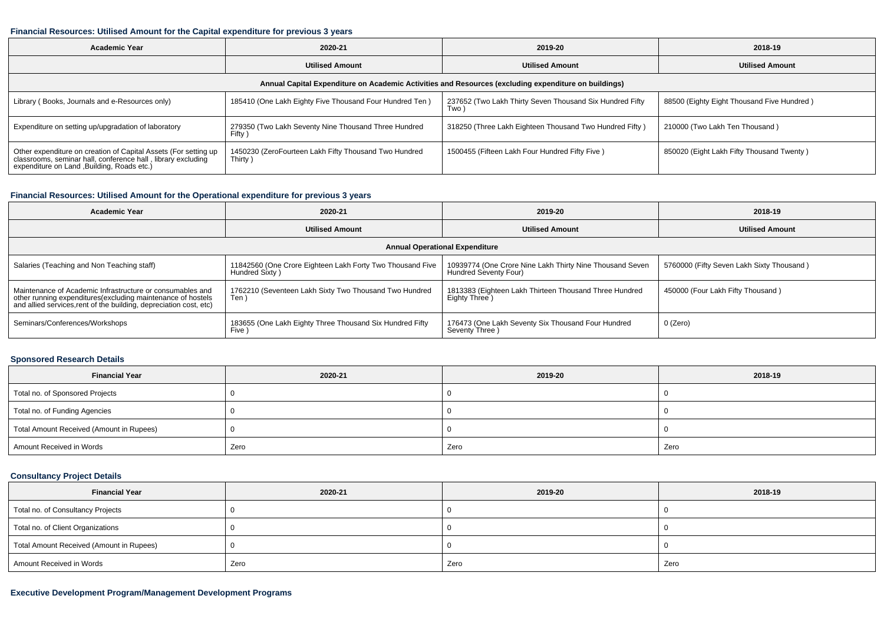### Financial Resources: Utilised Amount for the Capital expenditure for previous 3 years

| Academic Year | 2020-21 | 2019-20 | 2018-19 |
|---|---|---|---|
| | **Utilised Amount** | **Utilised Amount** | **Utilised Amount** |
| **Annual Capital Expenditure on Academic Activities and Resources (excluding expenditure on buildings)** | | | |
| Library ( Books, Journals and e-Resources only) | 185410 (One Lakh Eighty Five Thousand Four Hundred Ten ) | 237652 (Two Lakh Thirty Seven Thousand Six Hundred Fifty Two ) | 88500 (Eighty Eight Thousand Five Hundred ) |
| Expenditure on setting up/upgradation of laboratory | 279350 (Two Lakh Seventy Nine Thousand Three Hundred Fifty ) | 318250 (Three Lakh Eighteen Thousand Two Hundred Fifty ) | 210000 (Two Lakh Ten Thousand ) |
| Other expenditure on creation of Capital Assets (For setting up classrooms, seminar hall, conference hall , library excluding expenditure on Land ,Building, Roads etc.) | 1450230 (ZeroFourteen Lakh Fifty Thousand Two Hundred Thirty ) | 1500455 (Fifteen Lakh Four Hundred Fifty Five ) | 850020 (Eight Lakh Fifty Thousand Twenty ) |

### Financial Resources: Utilised Amount for the Operational expenditure for previous 3 years

| Academic Year | 2020-21 | 2019-20 | 2018-19 |
|---|---|---|---|
| | **Utilised Amount** | **Utilised Amount** | **Utilised Amount** |
| **Annual Operational Expenditure** | | | |
| Salaries (Teaching and Non Teaching staff) | 11842560 (One Crore Eighteen Lakh Forty Two Thousand Five Hundred Sixty ) | 10939774 (One Crore Nine Lakh Thirty Nine Thousand Seven Hundred Seventy Four) | 5760000 (Fifty Seven Lakh Sixty Thousand ) |
| Maintenance of Academic Infrastructure or consumables and other running expenditures(excluding maintenance of hostels and allied services,rent of the building, depreciation cost, etc) | 1762210 (Seventeen Lakh Sixty Two Thousand Two Hundred Ten ) | 1813383 (Eighteen Lakh Thirteen Thousand Three Hundred Eighty Three ) | 450000 (Four Lakh Fifty Thousand ) |
| Seminars/Conferences/Workshops | 183655 (One Lakh Eighty Three Thousand Six Hundred Fifty Five ) | 176473 (One Lakh Seventy Six Thousand Four Hundred Seventy Three ) | 0 (Zero) |

### Sponsored Research Details

| Financial Year | 2020-21 | 2019-20 | 2018-19 |
|---|---|---|---|
| Total no. of Sponsored Projects | 0 | 0 | 0 |
| Total no. of Funding Agencies | 0 | 0 | 0 |
| Total Amount Received (Amount in Rupees) | 0 | 0 | 0 |
| Amount Received in Words | Zero | Zero | Zero |

### Consultancy Project Details

| Financial Year | 2020-21 | 2019-20 | 2018-19 |
|---|---|---|---|
| Total no. of Consultancy Projects | 0 | 0 | 0 |
| Total no. of Client Organizations | 0 | 0 | 0 |
| Total Amount Received (Amount in Rupees) | 0 | 0 | 0 |
| Amount Received in Words | Zero | Zero | Zero |

### Executive Development Program/Management Development Programs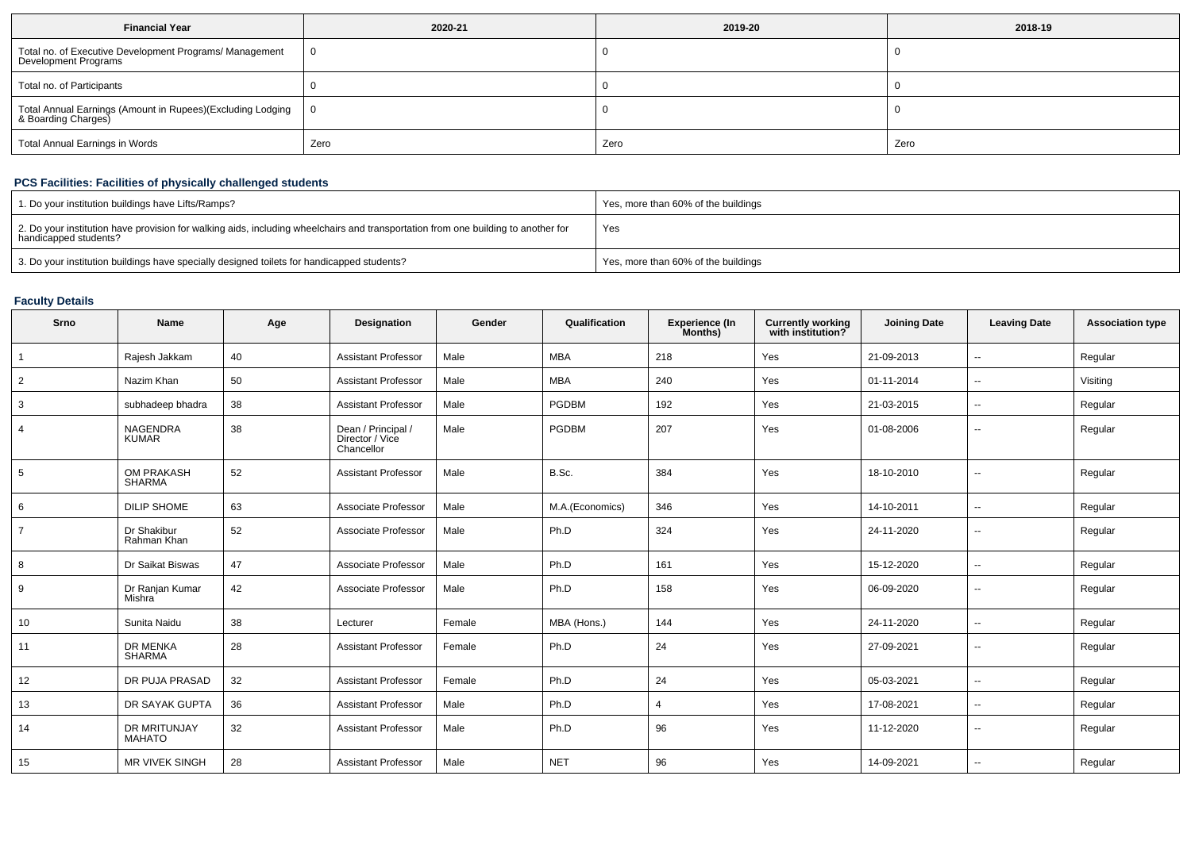| Financial Year | 2020-21 | 2019-20 | 2018-19 |
|---|---|---|---|
| Total no. of Executive Development Programs/ Management Development Programs | 0 | 0 | 0 |
| Total no. of Participants | 0 | 0 | 0 |
| Total Annual Earnings (Amount in Rupees)(Excluding Lodging & Boarding Charges) | 0 | 0 | 0 |
| Total Annual Earnings in Words | Zero | Zero | Zero |

## PCS Facilities: Facilities of physically challenged students

| | |
|---|---|
| 1. Do your institution buildings have Lifts/Ramps? | Yes, more than 60% of the buildings |
| 2. Do your institution have provision for walking aids, including wheelchairs and transportation from one building to another for handicapped students? | Yes |
| 3. Do your institution buildings have specially designed toilets for handicapped students? | Yes, more than 60% of the buildings |

## Faculty Details

| Srno | Name | Age | Designation | Gender | Qualification | Experience (In Months) | Currently working with institution? | Joining Date | Leaving Date | Association type |
|---|---|---|---|---|---|---|---|---|---|---|
| 1 | Rajesh Jakkam | 40 | Assistant Professor | Male | MBA | 218 | Yes | 21-09-2013 | -- | Regular |
| 2 | Nazim Khan | 50 | Assistant Professor | Male | MBA | 240 | Yes | 01-11-2014 | -- | Visiting |
| 3 | subhadeep bhadra | 38 | Assistant Professor | Male | PGDBM | 192 | Yes | 21-03-2015 | -- | Regular |
| 4 | NAGENDRA KUMAR | 38 | Dean / Principal / Director / Vice Chancellor | Male | PGDBM | 207 | Yes | 01-08-2006 | -- | Regular |
| 5 | OM PRAKASH SHARMA | 52 | Assistant Professor | Male | B.Sc. | 384 | Yes | 18-10-2010 | -- | Regular |
| 6 | DILIP SHOME | 63 | Associate Professor | Male | M.A.(Economics) | 346 | Yes | 14-10-2011 | -- | Regular |
| 7 | Dr Shakibur Rahman Khan | 52 | Associate Professor | Male | Ph.D | 324 | Yes | 24-11-2020 | -- | Regular |
| 8 | Dr Saikat Biswas | 47 | Associate Professor | Male | Ph.D | 161 | Yes | 15-12-2020 | -- | Regular |
| 9 | Dr Ranjan Kumar Mishra | 42 | Associate Professor | Male | Ph.D | 158 | Yes | 06-09-2020 | -- | Regular |
| 10 | Sunita Naidu | 38 | Lecturer | Female | MBA (Hons.) | 144 | Yes | 24-11-2020 | -- | Regular |
| 11 | DR MENKA SHARMA | 28 | Assistant Professor | Female | Ph.D | 24 | Yes | 27-09-2021 | -- | Regular |
| 12 | DR PUJA PRASAD | 32 | Assistant Professor | Female | Ph.D | 24 | Yes | 05-03-2021 | -- | Regular |
| 13 | DR SAYAK GUPTA | 36 | Assistant Professor | Male | Ph.D | 4 | Yes | 17-08-2021 | -- | Regular |
| 14 | DR MRITUNJAY MAHATO | 32 | Assistant Professor | Male | Ph.D | 96 | Yes | 11-12-2020 | -- | Regular |
| 15 | MR VIVEK SINGH | 28 | Assistant Professor | Male | NET | 96 | Yes | 14-09-2021 | -- | Regular |